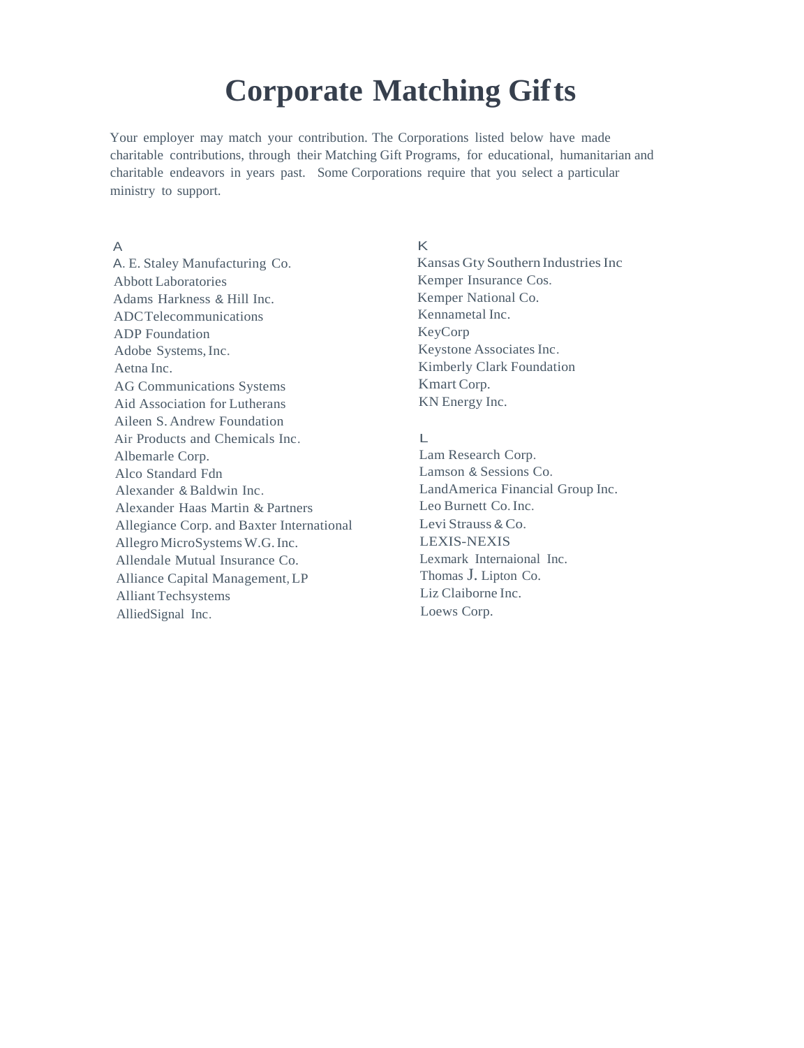# Corporate Matching Gifts

Your employer may match your contribution. The Corporations listed below have made charitable contributions, through their Matching Gift Programs, for educational, humanitarian and charitable endeavors in years past. Some Corporations require that you select a particular ministry to support.

A

A. E. Staley Manufacturing Co.
Abbott Laboratories
Adams Harkness & Hill Inc.
ADC Telecommunications
ADP Foundation
Adobe Systems, Inc.
Aetna Inc.
AG Communications Systems
Aid Association for Lutherans
Aileen S. Andrew Foundation
Air Products and Chemicals Inc.
Albemarle Corp.
Alco Standard Fdn
Alexander & Baldwin Inc.
Alexander Haas Martin & Partners
Allegiance Corp. and Baxter International
Allegro MicroSystems W.G. Inc.
Allendale Mutual Insurance Co.
Alliance Capital Management, LP
Alliant Techsystems
AlliedSignal Inc.

K

Kansas Gty Southern Industries Inc
Kemper Insurance Cos.
Kemper National Co.
Kennametal Inc.
KeyCorp
Keystone Associates Inc.
Kimberly Clark Foundation
Kmart Corp.
KN Energy Inc.

L

Lam Research Corp.
Lamson & Sessions Co.
LandAmerica Financial Group Inc.
Leo Burnett Co. Inc.
Levi Strauss & Co.
LEXIS-NEXIS
Lexmark Internaional Inc.
Thomas J. Lipton Co.
Liz Claiborne Inc.
Loews Corp.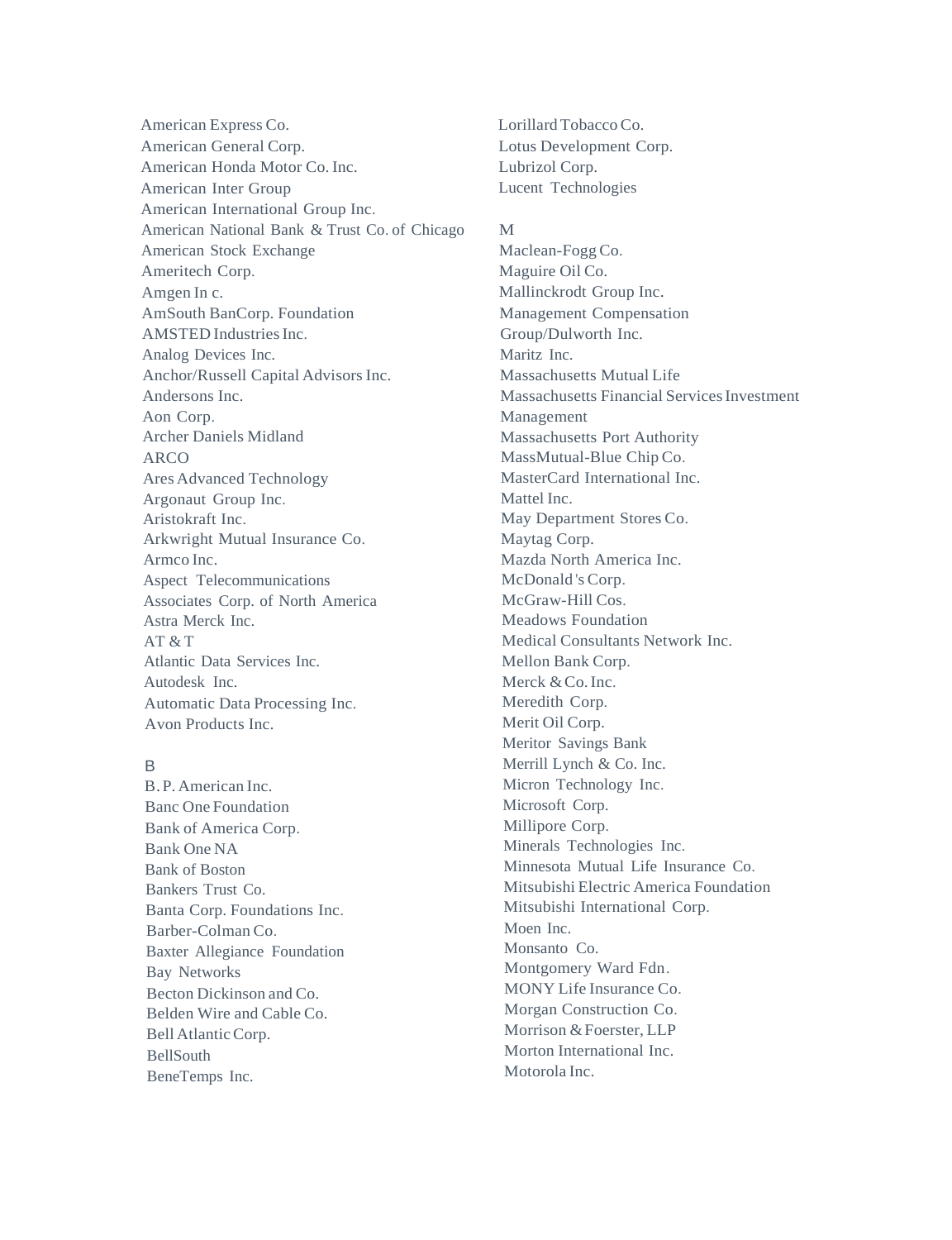American Express Co.
American General Corp.
American Honda Motor Co. Inc.
American Inter Group
American International Group Inc.
American National Bank & Trust Co. of Chicago
American Stock Exchange
Ameritech Corp.
Amgen In c.
AmSouth BanCorp. Foundation
AMSTED Industries Inc.
Analog Devices Inc.
Anchor/Russell Capital Advisors Inc.
Andersons Inc.
Aon Corp.
Archer Daniels Midland
ARCO
Ares Advanced Technology
Argonaut Group Inc.
Aristokraft Inc.
Arkwright Mutual Insurance Co.
Armco Inc.
Aspect Telecommunications
Associates Corp. of North America
Astra Merck Inc.
AT & T
Atlantic Data Services Inc.
Autodesk Inc.
Automatic Data Processing Inc.
Avon Products Inc.

B

B. P. American Inc.
Banc One Foundation
Bank of America Corp.
Bank One NA
Bank of Boston
Bankers Trust Co.
Banta Corp. Foundations Inc.
Barber-Colman Co.
Baxter Allegiance Foundation
Bay Networks
Becton Dickinson and Co.
Belden Wire and Cable Co.
Bell Atlantic Corp.
BellSouth
BeneTemps Inc.

Lorillard Tobacco Co.
Lotus Development Corp.
Lubrizol Corp.
Lucent Technologies

M

Maclean-Fogg Co.
Maguire Oil Co.
Mallinckrodt Group Inc.
Management Compensation Group/Dulworth Inc.
Maritz Inc.
Massachusetts Mutual Life
Massachusetts Financial Services Investment Management
Massachusetts Port Authority
MassMutual-Blue Chip Co.
MasterCard International Inc.
Mattel Inc.
May Department Stores Co.
Maytag Corp.
Mazda North America Inc.
McDonald's Corp.
McGraw-Hill Cos.
Meadows Foundation
Medical Consultants Network Inc.
Mellon Bank Corp.
Merck & Co. Inc.
Meredith Corp.
Merit Oil Corp.
Meritor Savings Bank
Merrill Lynch & Co. Inc.
Micron Technology Inc.
Microsoft Corp.
Millipore Corp.
Minerals Technologies Inc.
Minnesota Mutual Life Insurance Co.
Mitsubishi Electric America Foundation
Mitsubishi International Corp.
Moen Inc.
Monsanto Co.
Montgomery Ward Fdn.
MONY Life Insurance Co.
Morgan Construction Co.
Morrison & Foerster, LLP
Morton International Inc.
Motorola Inc.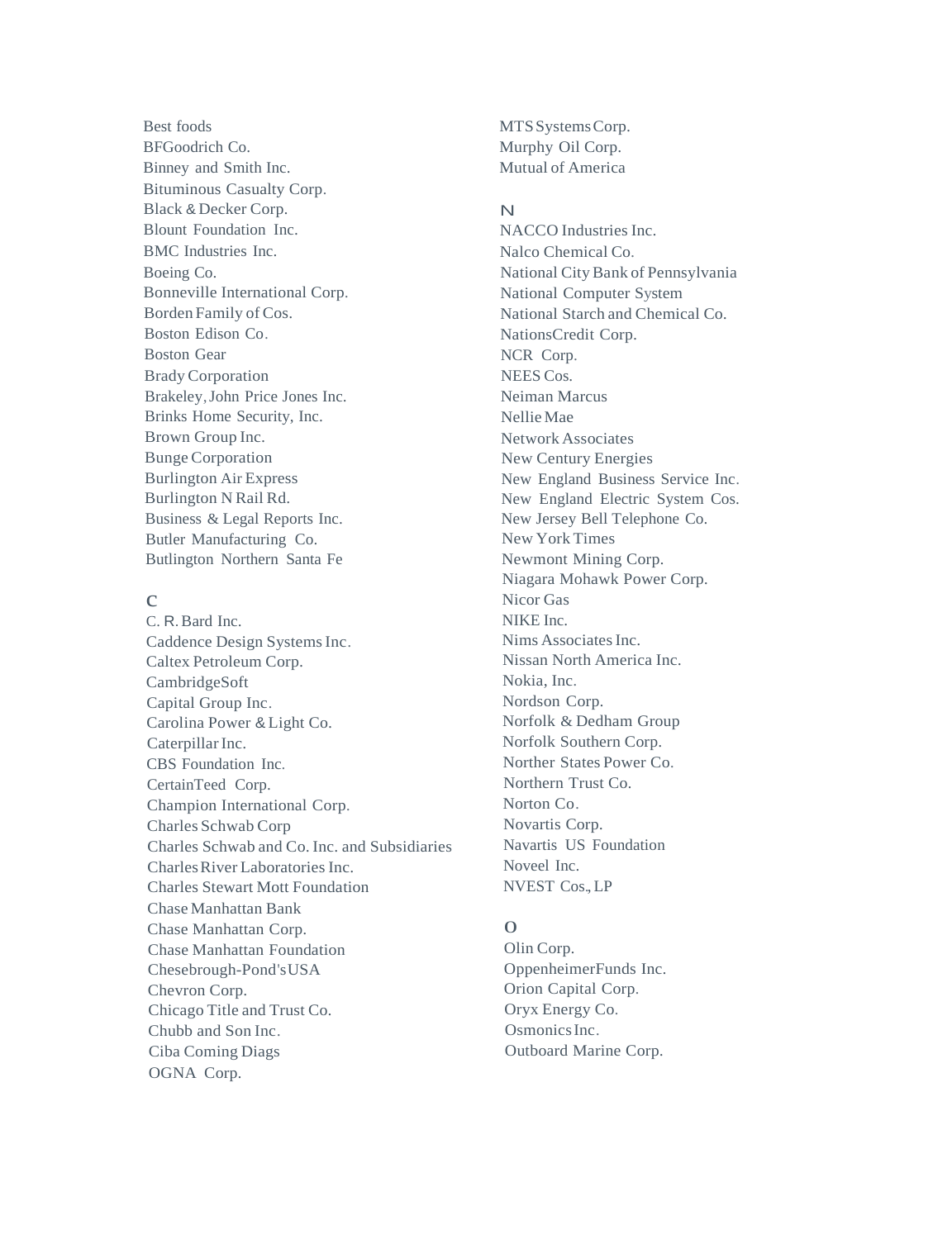Best foods
BFGoodrich Co.
Binney and Smith Inc.
Bituminous Casualty Corp.
Black & Decker Corp.
Blount Foundation Inc.
BMC Industries Inc.
Boeing Co.
Bonneville International Corp.
Borden Family of Cos.
Boston Edison Co.
Boston Gear
Brady Corporation
Brakeley, John Price Jones Inc.
Brinks Home Security, Inc.
Brown Group Inc.
Bunge Corporation
Burlington Air Express
Burlington N Rail Rd.
Business & Legal Reports Inc.
Butler Manufacturing Co.
Butlington Northern Santa Fe

## C

C. R. Bard Inc.
Caddence Design Systems Inc.
Caltex Petroleum Corp.
CambridgeSoft
Capital Group Inc.
Carolina Power & Light Co.
Caterpillar Inc.
CBS Foundation Inc.
CertainTeed Corp.
Champion International Corp.
Charles Schwab Corp
Charles Schwab and Co. Inc. and Subsidiaries
Charles River Laboratories Inc.
Charles Stewart Mott Foundation
Chase Manhattan Bank
Chase Manhattan Corp.
Chase Manhattan Foundation
Chesebrough-Pond's USA
Chevron Corp.
Chicago Title and Trust Co.
Chubb and Son Inc.
Ciba Coming Diags
OGNA Corp.

MTS Systems Corp.
Murphy Oil Corp.
Mutual of America

## N

NACCO Industries Inc.
Nalco Chemical Co.
National City Bank of Pennsylvania
National Computer System
National Starch and Chemical Co.
NationsCredit Corp.
NCR Corp.
NEES Cos.
Neiman Marcus
Nellie Mae
Network Associates
New Century Energies
New England Business Service Inc.
New England Electric System Cos.
New Jersey Bell Telephone Co.
New York Times
Newmont Mining Corp.
Niagara Mohawk Power Corp.
Nicor Gas
NIKE Inc.
Nims Associates Inc.
Nissan North America Inc.
Nokia, Inc.
Nordson Corp.
Norfolk & Dedham Group
Norfolk Southern Corp.
Norther States Power Co.
Northern Trust Co.
Norton Co.
Novartis Corp.
Navartis US Foundation
Noveel Inc.
NVEST Cos., LP

## O

Olin Corp.
OppenheimerFunds Inc.
Orion Capital Corp.
Oryx Energy Co.
Osmonics Inc.
Outboard Marine Corp.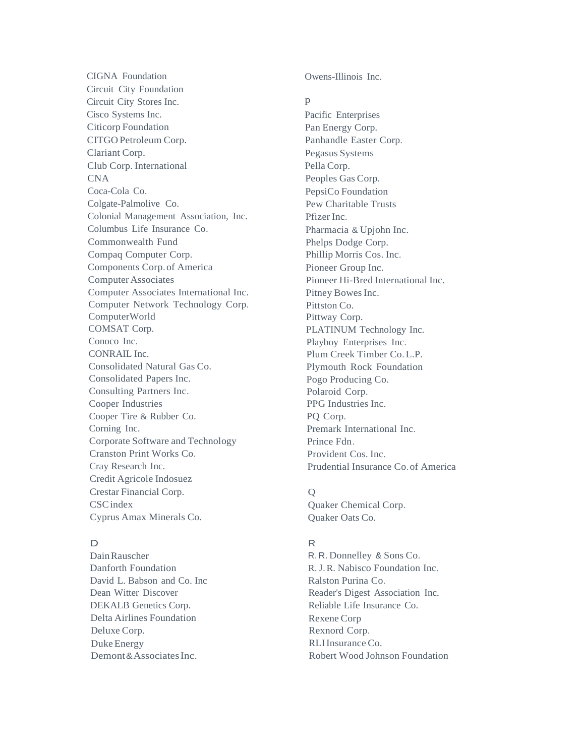CIGNA Foundation
Circuit City Foundation
Circuit City Stores Inc.
Cisco Systems Inc.
Citicorp Foundation
CITGO Petroleum Corp.
Clariant Corp.
Club Corp. International
CNA
Coca-Cola Co.
Colgate-Palmolive Co.
Colonial Management Association, Inc.
Columbus Life Insurance Co.
Commonwealth Fund
Compaq Computer Corp.
Components Corp. of America
Computer Associates
Computer Associates International Inc.
Computer Network Technology Corp.
ComputerWorld
COMSAT Corp.
Conoco Inc.
CONRAIL Inc.
Consolidated Natural Gas Co.
Consolidated Papers Inc.
Consulting Partners Inc.
Cooper Industries
Cooper Tire & Rubber Co.
Corning Inc.
Corporate Software and Technology
Cranston Print Works Co.
Cray Research Inc.
Credit Agricole Indosuez
Crestar Financial Corp.
CSC index
Cyprus Amax Minerals Co.

D

Dain Rauscher
Danforth Foundation
David L. Babson and Co. Inc
Dean Witter Discover
DEKALB Genetics Corp.
Delta Airlines Foundation
Deluxe Corp.
Duke Energy
Demont & Associates Inc.

Owens-Illinois Inc.

P

Pacific Enterprises
Pan Energy Corp.
Panhandle Easter Corp.
Pegasus Systems
Pella Corp.
Peoples Gas Corp.
PepsiCo Foundation
Pew Charitable Trusts
Pfizer Inc.
Pharmacia & Upjohn Inc.
Phelps Dodge Corp.
Phillip Morris Cos. Inc.
Pioneer Group Inc.
Pioneer Hi-Bred International Inc.
Pitney Bowes Inc.
Pittston Co.
Pittway Corp.
PLATINUM Technology Inc.
Playboy Enterprises Inc.
Plum Creek Timber Co. L.P.
Plymouth Rock Foundation
Pogo Producing Co.
Polaroid Corp.
PPG Industries Inc.
PQ Corp.
Premark International Inc.
Prince Fdn.
Provident Cos. Inc.
Prudential Insurance Co. of America

Q

Quaker Chemical Corp.
Quaker Oats Co.

R

R. R. Donnelley & Sons Co.
R. J. R. Nabisco Foundation Inc.
Ralston Purina Co.
Reader's Digest Association Inc.
Reliable Life Insurance Co.
Rexene Corp
Rexnord Corp.
RLI Insurance Co.
Robert Wood Johnson Foundation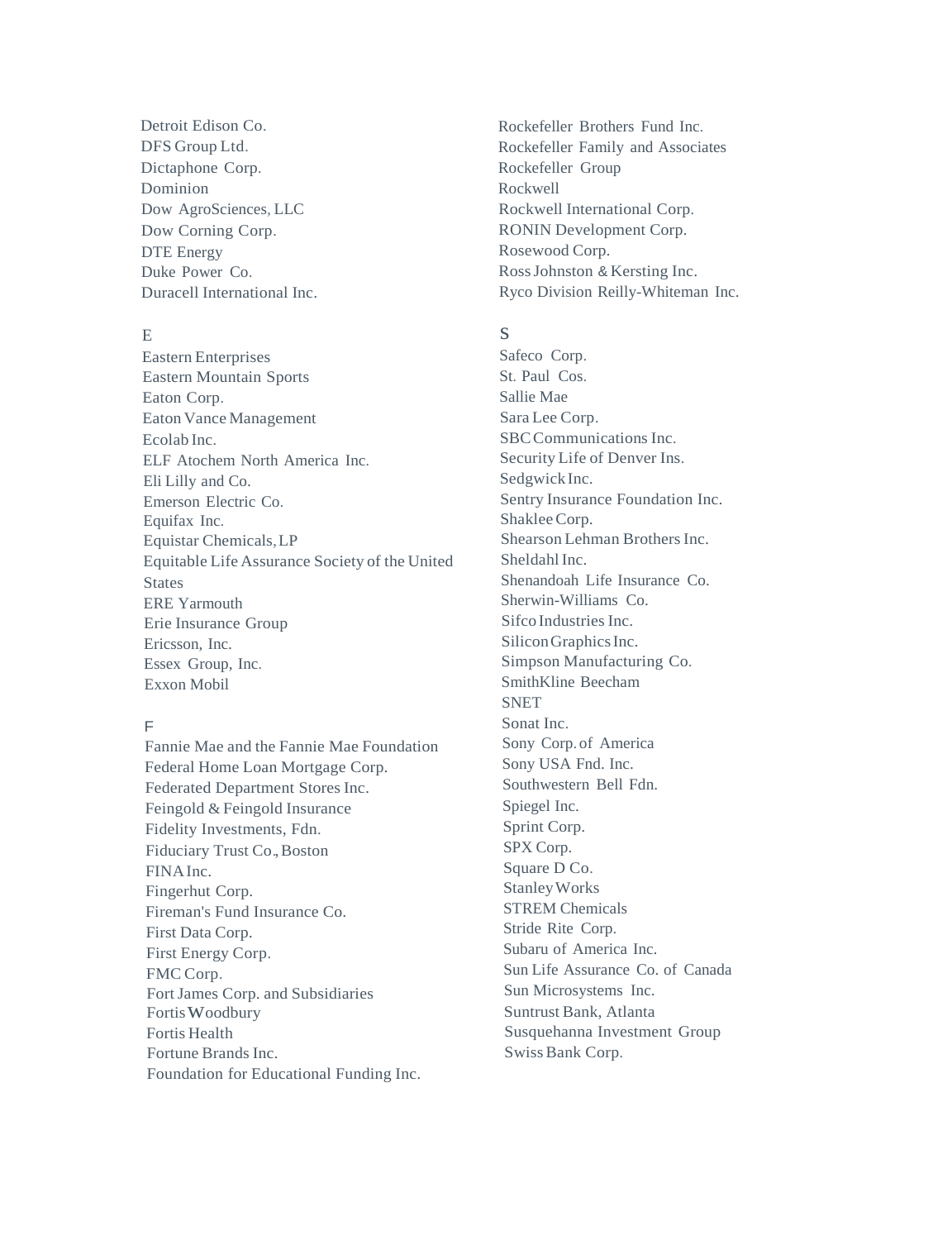Detroit Edison Co.
DFS Group Ltd.
Dictaphone Corp.
Dominion
Dow AgroSciences, LLC
Dow Corning Corp.
DTE Energy
Duke Power Co.
Duracell International Inc.

E

Eastern Enterprises
Eastern Mountain Sports
Eaton Corp.
Eaton Vance Management
Ecolab Inc.
ELF Atochem North America Inc.
Eli Lilly and Co.
Emerson Electric Co.
Equifax Inc.
Equistar Chemicals, LP
Equitable Life Assurance Society of the United States
ERE Yarmouth
Erie Insurance Group
Ericsson, Inc.
Essex Group, Inc.
Exxon Mobil

F

Fannie Mae and the Fannie Mae Foundation
Federal Home Loan Mortgage Corp.
Federated Department Stores Inc.
Feingold & Feingold Insurance
Fidelity Investments, Fdn.
Fiduciary Trust Co., Boston
FINA Inc.
Fingerhut Corp.
Fireman's Fund Insurance Co.
First Data Corp.
First Energy Corp.
FMC Corp.
Fort James Corp. and Subsidiaries
Fortis Woodbury
Fortis Health
Fortune Brands Inc.
Foundation for Educational Funding Inc.

Rockefeller Brothers Fund Inc.
Rockefeller Family and Associates
Rockefeller Group
Rockwell
Rockwell International Corp.
RONIN Development Corp.
Rosewood Corp.
Ross Johnston & Kersting Inc.
Ryco Division Reilly-Whiteman Inc.

S

Safeco Corp.
St. Paul Cos.
Sallie Mae
Sara Lee Corp.
SBC Communications Inc.
Security Life of Denver Ins.
Sedgwick Inc.
Sentry Insurance Foundation Inc.
Shaklee Corp.
Shearson Lehman Brothers Inc.
Sheldahl Inc.
Shenandoah Life Insurance Co.
Sherwin-Williams Co.
Sifco Industries Inc.
Silicon Graphics Inc.
Simpson Manufacturing Co.
SmithKline Beecham
SNET
Sonat Inc.
Sony Corp. of America
Sony USA Fnd. Inc.
Southwestern Bell Fdn.
Spiegel Inc.
Sprint Corp.
SPX Corp.
Square D Co.
Stanley Works
STREM Chemicals
Stride Rite Corp.
Subaru of America Inc.
Sun Life Assurance Co. of Canada
Sun Microsystems Inc.
Suntrust Bank, Atlanta
Susquehanna Investment Group
Swiss Bank Corp.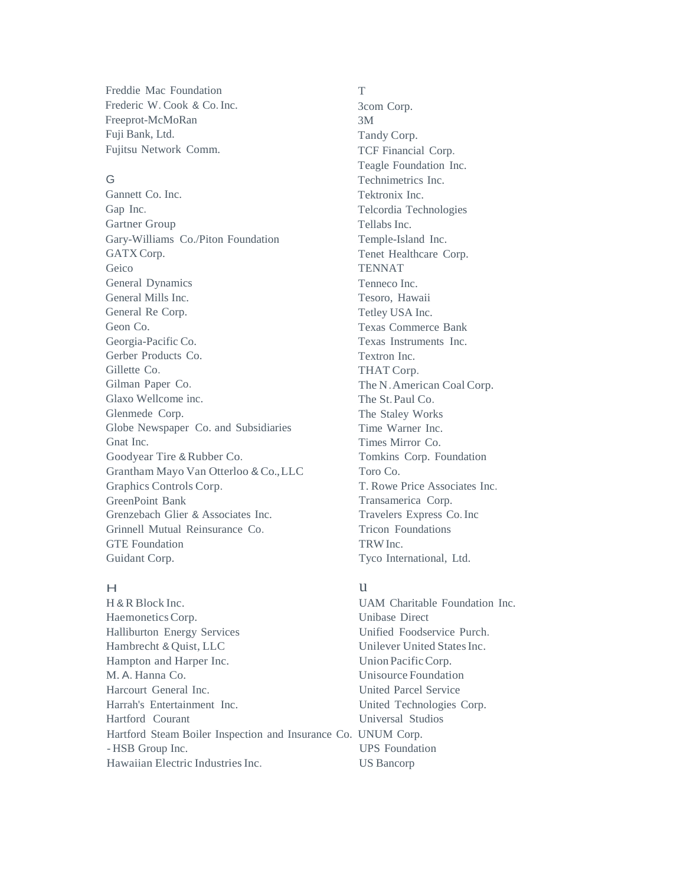Freddie Mac Foundation
Frederic W. Cook & Co. Inc.
Freeprot-McMoRan
Fuji Bank, Ltd.
Fujitsu Network Comm.

G

Gannett Co. Inc.
Gap Inc.
Gartner Group
Gary-Williams Co./Piton Foundation
GATX Corp.
Geico
General Dynamics
General Mills Inc.
General Re Corp.
Geon Co.
Georgia-Pacific Co.
Gerber Products Co.
Gillette Co.
Gilman Paper Co.
Glaxo Wellcome inc.
Glenmede Corp.
Globe Newspaper Co. and Subsidiaries
Gnat Inc.
Goodyear Tire & Rubber Co.
Grantham Mayo Van Otterloo & Co., LLC
Graphics Controls Corp.
GreenPoint Bank
Grenzebach Glier & Associates Inc.
Grinnell Mutual Reinsurance Co.
GTE Foundation
Guidant Corp.

H

H & R Block Inc.
Haemonetics Corp.
Halliburton Energy Services
Hambrecht & Quist, LLC
Hampton and Harper Inc.
M. A. Hanna Co.
Harcourt General Inc.
Harrah's Entertainment Inc.
Hartford Courant
Hartford Steam Boiler Inspection and Insurance Co.
- HSB Group Inc.
Hawaiian Electric Industries Inc.

T

3com Corp.
3M
Tandy Corp.
TCF Financial Corp.
Teagle Foundation Inc.
Technimetrics Inc.
Tektronix Inc.
Telcordia Technologies
Tellabs Inc.
Temple-Island Inc.
Tenet Healthcare Corp.
TENNAT
Tenneco Inc.
Tesoro, Hawaii
Tetley USA Inc.
Texas Commerce Bank
Texas Instruments Inc.
Textron Inc.
THAT Corp.
The N. American Coal Corp.
The St. Paul Co.
The Staley Works
Time Warner Inc.
Times Mirror Co.
Tomkins Corp. Foundation
Toro Co.
T. Rowe Price Associates Inc.
Transamerica Corp.
Travelers Express Co. Inc
Tricon Foundations
TRW Inc.
Tyco International, Ltd.

U

UAM Charitable Foundation Inc.
Unibase Direct
Unified Foodservice Purch.
Unilever United States Inc.
Union Pacific Corp.
Unisource Foundation
United Parcel Service
United Technologies Corp.
Universal Studios
UNUM Corp.
UPS Foundation
US Bancorp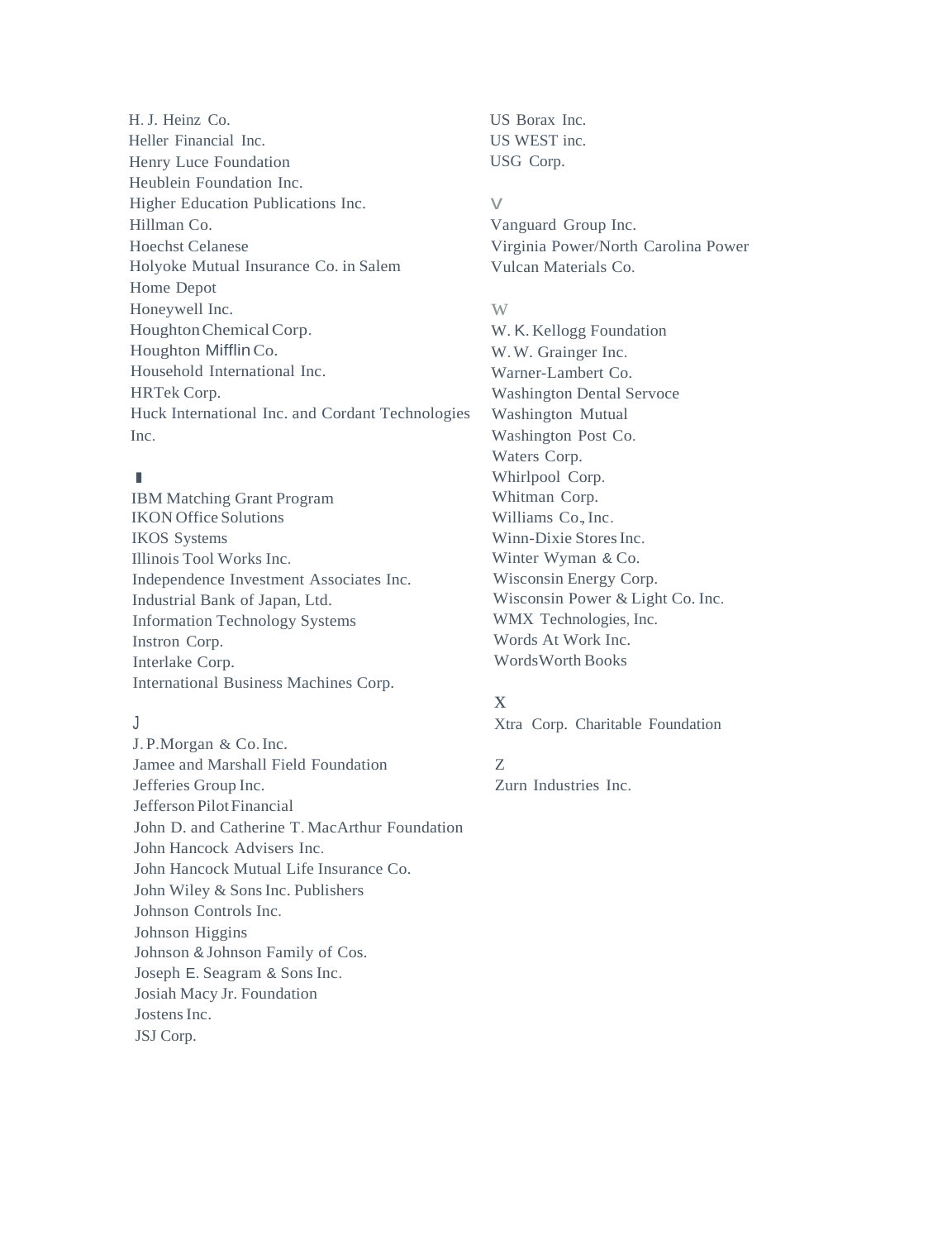H. J. Heinz Co.
Heller Financial Inc.
Henry Luce Foundation
Heublein Foundation Inc.
Higher Education Publications Inc.
Hillman Co.
Hoechst Celanese
Holyoke Mutual Insurance Co. in Salem
Home Depot
Honeywell Inc.
Houghton Chemical Corp.
Houghton Mifflin Co.
Household International Inc.
HRTek Corp.
Huck International Inc. and Cordant Technologies Inc.

I

IBM Matching Grant Program
IKON Office Solutions
IKOS Systems
Illinois Tool Works Inc.
Independence Investment Associates Inc.
Industrial Bank of Japan, Ltd.
Information Technology Systems
Instron Corp.
Interlake Corp.
International Business Machines Corp.

J

J. P.Morgan & Co. Inc.
Jamee and Marshall Field Foundation
Jefferies Group Inc.
Jefferson Pilot Financial
John D. and Catherine T. MacArthur Foundation
John Hancock Advisers Inc.
John Hancock Mutual Life Insurance Co.
John Wiley & Sons Inc. Publishers
Johnson Controls Inc.
Johnson Higgins
Johnson & Johnson Family of Cos.
Joseph E. Seagram & Sons Inc.
Josiah Macy Jr. Foundation
Jostens Inc.
JSJ Corp.

US Borax Inc.
US WEST inc.
USG Corp.

V

Vanguard Group Inc.
Virginia Power/North Carolina Power
Vulcan Materials Co.

W

W. K. Kellogg Foundation
W. W. Grainger Inc.
Warner-Lambert Co.
Washington Dental Servoce
Washington Mutual
Washington Post Co.
Waters Corp.
Whirlpool Corp.
Whitman Corp.
Williams Co., Inc.
Winn-Dixie Stores Inc.
Winter Wyman & Co.
Wisconsin Energy Corp.
Wisconsin Power & Light Co. Inc.
WMX Technologies, Inc.
Words At Work Inc.
WordsWorth Books

X

Xtra Corp. Charitable Foundation

Z

Zurn Industries Inc.